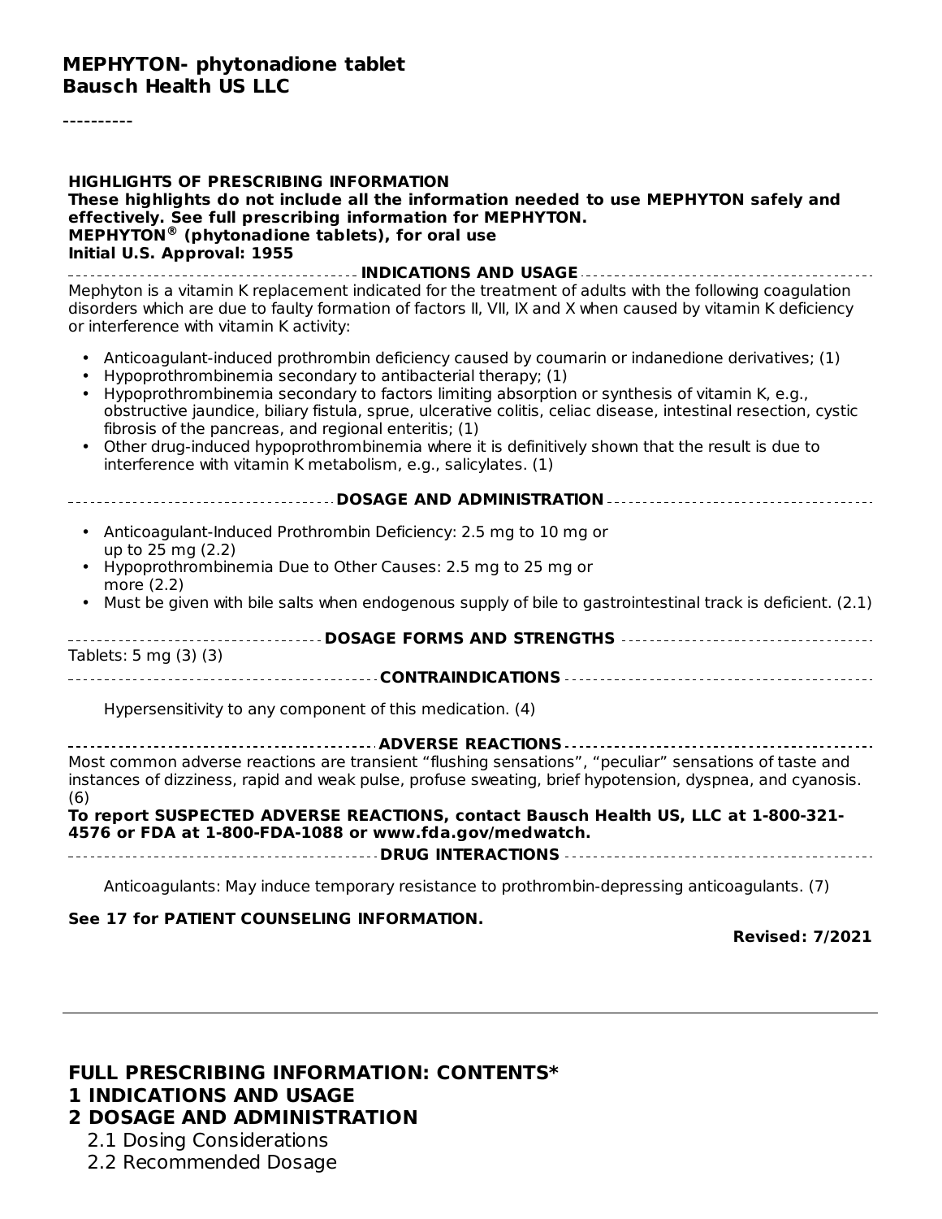**MEPHYTON- phytonadione tablet**
**Bausch Health US LLC**

----------

**HIGHLIGHTS OF PRESCRIBING INFORMATION**
**These highlights do not include all the information needed to use MEPHYTON safely and effectively. See full prescribing information for MEPHYTON.**
**MEPHYTON® (phytonadione tablets), for oral use**
**Initial U.S. Approval: 1955**

**INDICATIONS AND USAGE**

Mephyton is a vitamin K replacement indicated for the treatment of adults with the following coagulation disorders which are due to faulty formation of factors II, VII, IX and X when caused by vitamin K deficiency or interference with vitamin K activity:

- Anticoagulant-induced prothrombin deficiency caused by coumarin or indanedione derivatives; (1)
- Hypoprothrombinemia secondary to antibacterial therapy; (1)
- Hypoprothrombinemia secondary to factors limiting absorption or synthesis of vitamin K, e.g., obstructive jaundice, biliary fistula, sprue, ulcerative colitis, celiac disease, intestinal resection, cystic fibrosis of the pancreas, and regional enteritis; (1)
- Other drug-induced hypoprothrombinemia where it is definitively shown that the result is due to interference with vitamin K metabolism, e.g., salicylates. (1)

**DOSAGE AND ADMINISTRATION**

- Anticoagulant-Induced Prothrombin Deficiency: 2.5 mg to 10 mg or up to 25 mg (2.2)
- Hypoprothrombinemia Due to Other Causes: 2.5 mg to 25 mg or more (2.2)
- Must be given with bile salts when endogenous supply of bile to gastrointestinal track is deficient. (2.1)

**DOSAGE FORMS AND STRENGTHS**

Tablets: 5 mg (3) (3)

**CONTRAINDICATIONS**

Hypersensitivity to any component of this medication. (4)

**ADVERSE REACTIONS**

Most common adverse reactions are transient "flushing sensations", "peculiar" sensations of taste and instances of dizziness, rapid and weak pulse, profuse sweating, brief hypotension, dyspnea, and cyanosis. (6)

**To report SUSPECTED ADVERSE REACTIONS, contact Bausch Health US, LLC at 1-800-321-4576 or FDA at 1-800-FDA-1088 or www.fda.gov/medwatch.**

**DRUG INTERACTIONS**

Anticoagulants: May induce temporary resistance to prothrombin-depressing anticoagulants. (7)

**See 17 for PATIENT COUNSELING INFORMATION.**

**Revised: 7/2021**

---

## FULL PRESCRIBING INFORMATION: CONTENTS*

## 1 INDICATIONS AND USAGE

## 2 DOSAGE AND ADMINISTRATION

2.1 Dosing Considerations

2.2 Recommended Dosage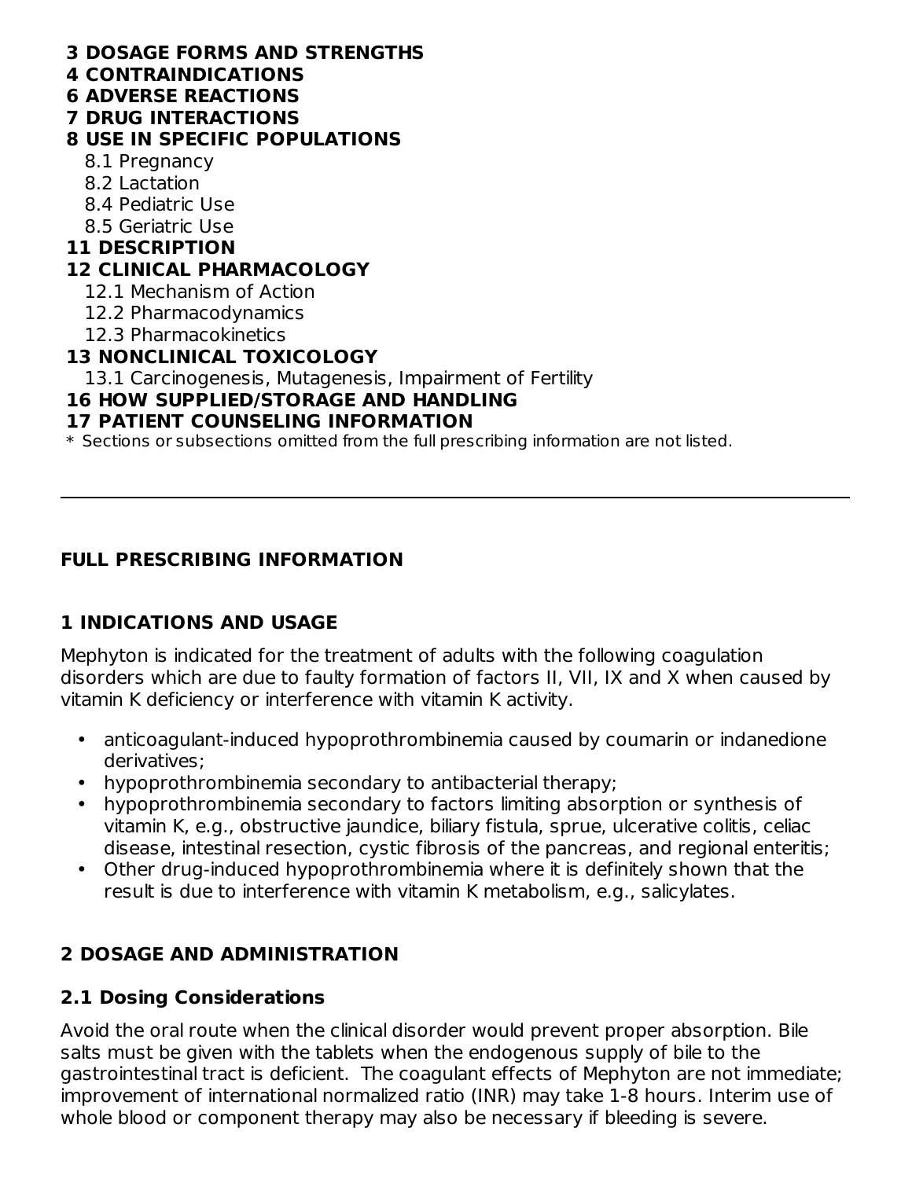**3 DOSAGE FORMS AND STRENGTHS**
**4 CONTRAINDICATIONS**
**6 ADVERSE REACTIONS**
**7 DRUG INTERACTIONS**
**8 USE IN SPECIFIC POPULATIONS**
  8.1 Pregnancy
  8.2 Lactation
  8.4 Pediatric Use
  8.5 Geriatric Use
**11 DESCRIPTION**
**12 CLINICAL PHARMACOLOGY**
  12.1 Mechanism of Action
  12.2 Pharmacodynamics
  12.3 Pharmacokinetics
**13 NONCLINICAL TOXICOLOGY**
  13.1 Carcinogenesis, Mutagenesis, Impairment of Fertility
**16 HOW SUPPLIED/STORAGE AND HANDLING**
**17 PATIENT COUNSELING INFORMATION**
* Sections or subsections omitted from the full prescribing information are not listed.

---

## FULL PRESCRIBING INFORMATION

## 1 INDICATIONS AND USAGE

Mephyton is indicated for the treatment of adults with the following coagulation disorders which are due to faulty formation of factors II, VII, IX and X when caused by vitamin K deficiency or interference with vitamin K activity.

- anticoagulant-induced hypoprothrombinemia caused by coumarin or indanedione derivatives;
- hypoprothrombinemia secondary to antibacterial therapy;
- hypoprothrombinemia secondary to factors limiting absorption or synthesis of vitamin K, e.g., obstructive jaundice, biliary fistula, sprue, ulcerative colitis, celiac disease, intestinal resection, cystic fibrosis of the pancreas, and regional enteritis;
- Other drug-induced hypoprothrombinemia where it is definitely shown that the result is due to interference with vitamin K metabolism, e.g., salicylates.

## 2 DOSAGE AND ADMINISTRATION

### 2.1 Dosing Considerations

Avoid the oral route when the clinical disorder would prevent proper absorption. Bile salts must be given with the tablets when the endogenous supply of bile to the gastrointestinal tract is deficient. The coagulant effects of Mephyton are not immediate; improvement of international normalized ratio (INR) may take 1-8 hours. Interim use of whole blood or component therapy may also be necessary if bleeding is severe.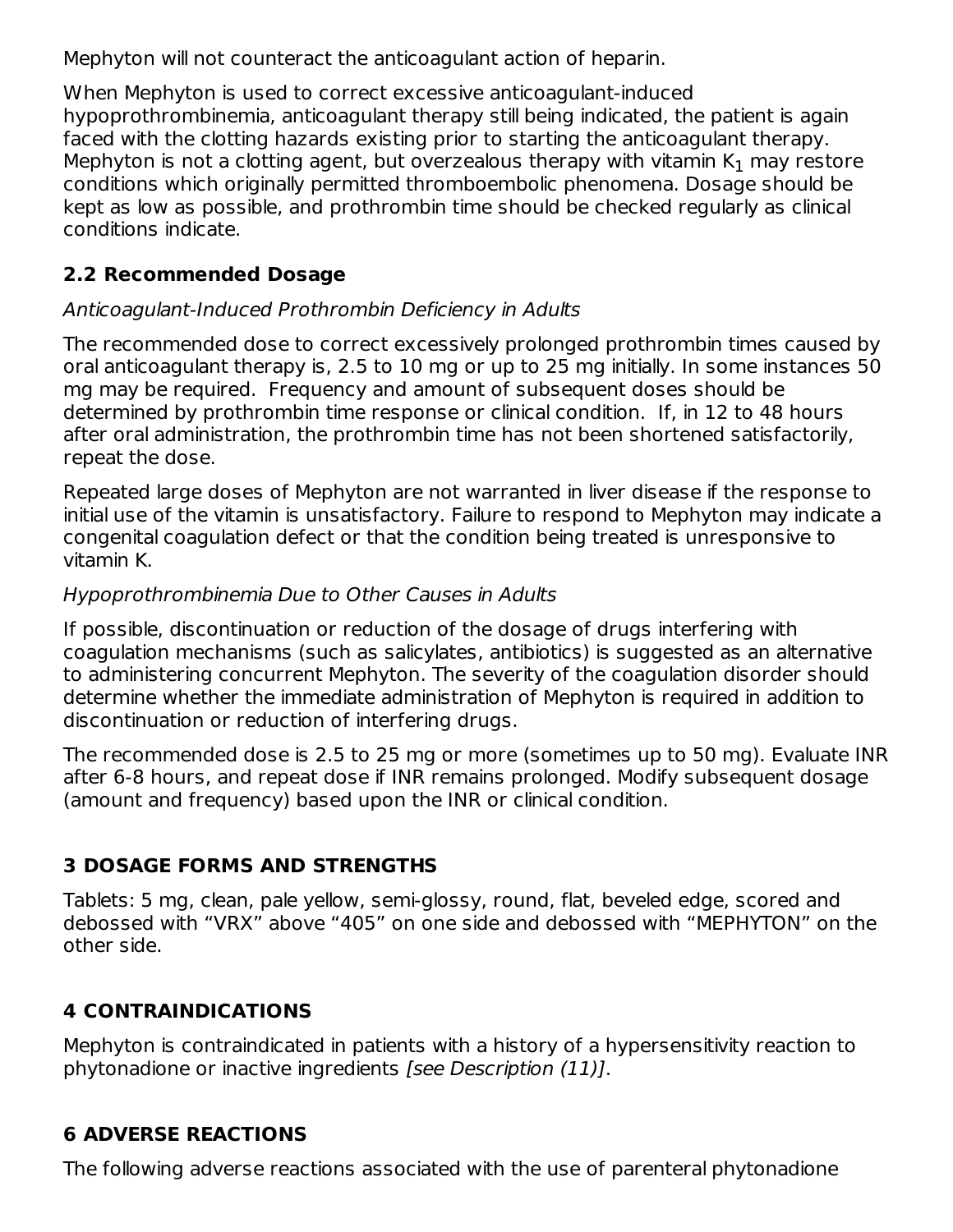Mephyton will not counteract the anticoagulant action of heparin.

When Mephyton is used to correct excessive anticoagulant-induced hypoprothrombinemia, anticoagulant therapy still being indicated, the patient is again faced with the clotting hazards existing prior to starting the anticoagulant therapy. Mephyton is not a clotting agent, but overzealous therapy with vitamin $K_1$ may restore conditions which originally permitted thromboembolic phenomena. Dosage should be kept as low as possible, and prothrombin time should be checked regularly as clinical conditions indicate.

### 2.2 Recommended Dosage

*Anticoagulant-Induced Prothrombin Deficiency in Adults*

The recommended dose to correct excessively prolonged prothrombin times caused by oral anticoagulant therapy is, 2.5 to 10 mg or up to 25 mg initially. In some instances 50 mg may be required. Frequency and amount of subsequent doses should be determined by prothrombin time response or clinical condition. If, in 12 to 48 hours after oral administration, the prothrombin time has not been shortened satisfactorily, repeat the dose.

Repeated large doses of Mephyton are not warranted in liver disease if the response to initial use of the vitamin is unsatisfactory. Failure to respond to Mephyton may indicate a congenital coagulation defect or that the condition being treated is unresponsive to vitamin K.

*Hypoprothrombinemia Due to Other Causes in Adults*

If possible, discontinuation or reduction of the dosage of drugs interfering with coagulation mechanisms (such as salicylates, antibiotics) is suggested as an alternative to administering concurrent Mephyton. The severity of the coagulation disorder should determine whether the immediate administration of Mephyton is required in addition to discontinuation or reduction of interfering drugs.

The recommended dose is 2.5 to 25 mg or more (sometimes up to 50 mg). Evaluate INR after 6-8 hours, and repeat dose if INR remains prolonged. Modify subsequent dosage (amount and frequency) based upon the INR or clinical condition.

## 3 DOSAGE FORMS AND STRENGTHS

Tablets: 5 mg, clean, pale yellow, semi-glossy, round, flat, beveled edge, scored and debossed with “VRX” above “405” on one side and debossed with “MEPHYTON” on the other side.

## 4 CONTRAINDICATIONS

Mephyton is contraindicated in patients with a history of a hypersensitivity reaction to phytonadione or inactive ingredients *[see Description (11)]*.

## 6 ADVERSE REACTIONS

The following adverse reactions associated with the use of parenteral phytonadione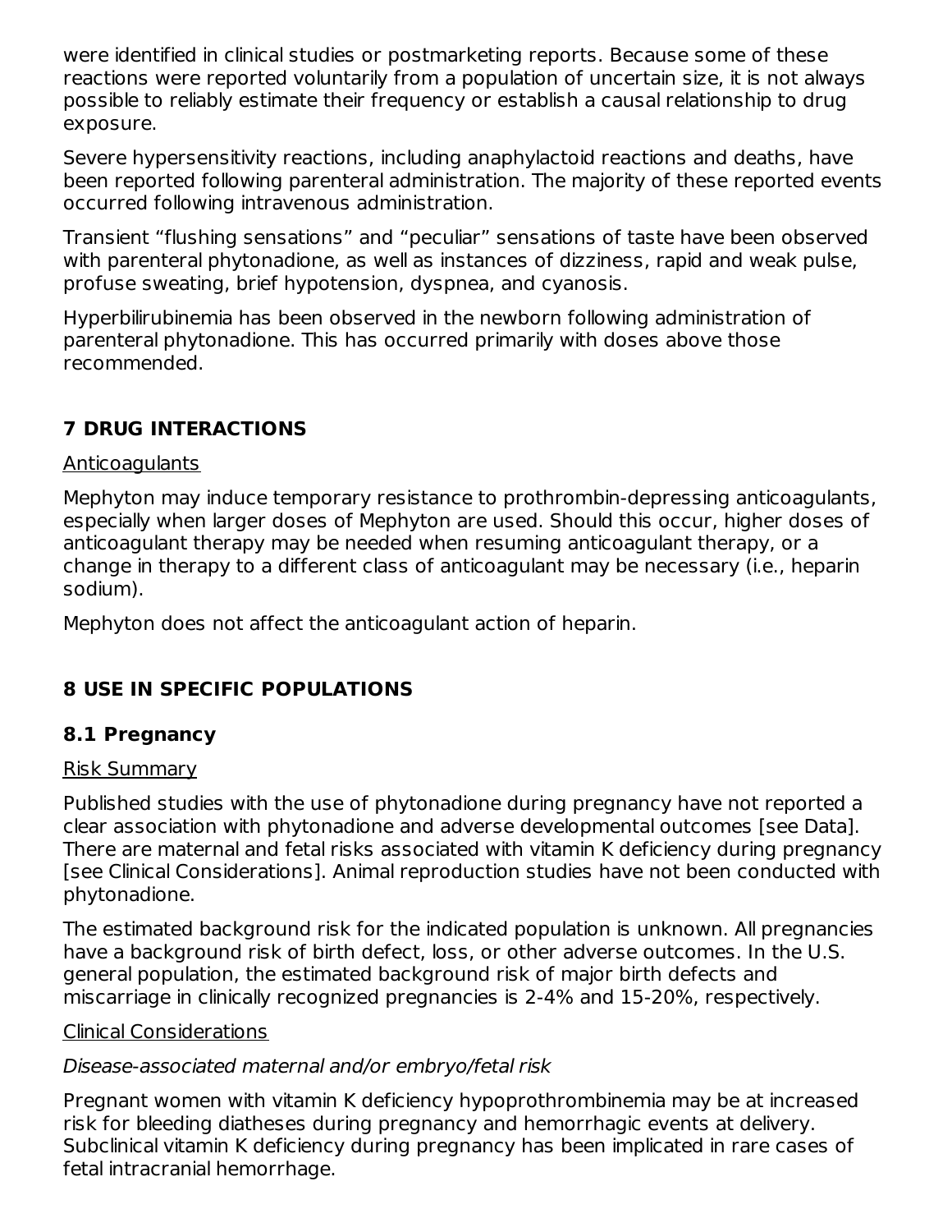were identified in clinical studies or postmarketing reports. Because some of these reactions were reported voluntarily from a population of uncertain size, it is not always possible to reliably estimate their frequency or establish a causal relationship to drug exposure.

Severe hypersensitivity reactions, including anaphylactoid reactions and deaths, have been reported following parenteral administration. The majority of these reported events occurred following intravenous administration.

Transient "flushing sensations" and "peculiar" sensations of taste have been observed with parenteral phytonadione, as well as instances of dizziness, rapid and weak pulse, profuse sweating, brief hypotension, dyspnea, and cyanosis.

Hyperbilirubinemia has been observed in the newborn following administration of parenteral phytonadione. This has occurred primarily with doses above those recommended.

## 7 DRUG INTERACTIONS

Anticoagulants

Mephyton may induce temporary resistance to prothrombin-depressing anticoagulants, especially when larger doses of Mephyton are used. Should this occur, higher doses of anticoagulant therapy may be needed when resuming anticoagulant therapy, or a change in therapy to a different class of anticoagulant may be necessary (i.e., heparin sodium).

Mephyton does not affect the anticoagulant action of heparin.

## 8 USE IN SPECIFIC POPULATIONS

### 8.1 Pregnancy

Risk Summary

Published studies with the use of phytonadione during pregnancy have not reported a clear association with phytonadione and adverse developmental outcomes [see Data]. There are maternal and fetal risks associated with vitamin K deficiency during pregnancy [see Clinical Considerations]. Animal reproduction studies have not been conducted with phytonadione.

The estimated background risk for the indicated population is unknown. All pregnancies have a background risk of birth defect, loss, or other adverse outcomes. In the U.S. general population, the estimated background risk of major birth defects and miscarriage in clinically recognized pregnancies is 2-4% and 15-20%, respectively.

Clinical Considerations

*Disease-associated maternal and/or embryo/fetal risk*

Pregnant women with vitamin K deficiency hypoprothrombinemia may be at increased risk for bleeding diatheses during pregnancy and hemorrhagic events at delivery. Subclinical vitamin K deficiency during pregnancy has been implicated in rare cases of fetal intracranial hemorrhage.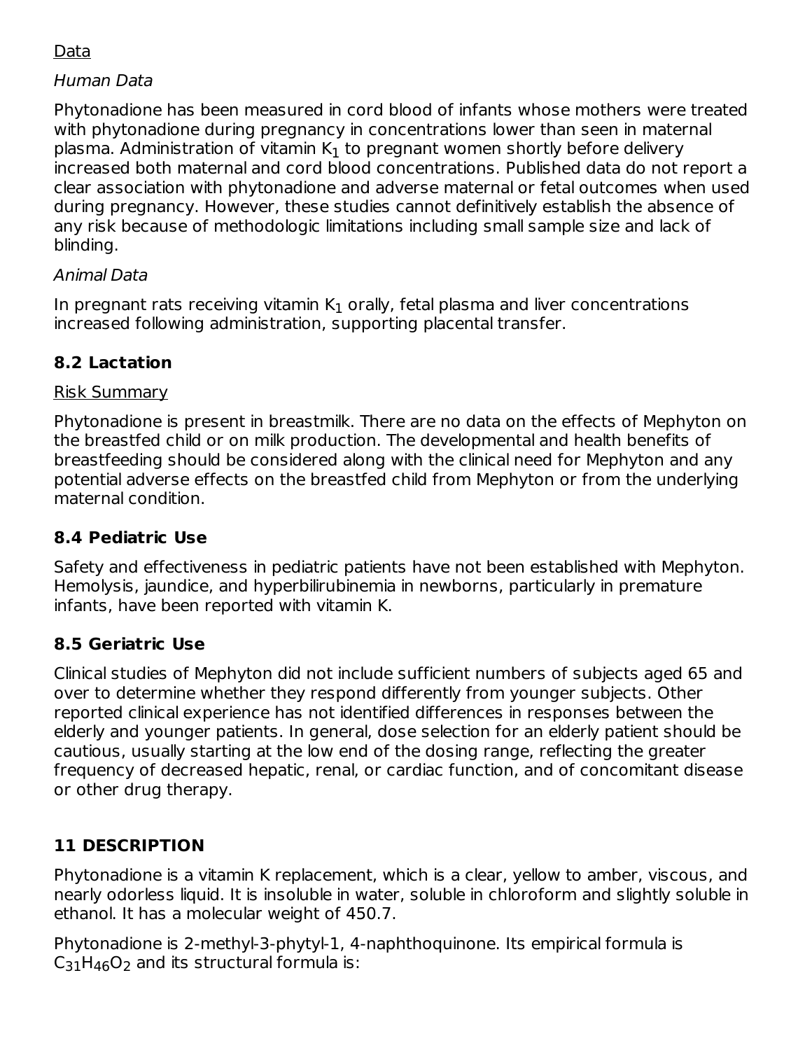Data

*Human Data*

Phytonadione has been measured in cord blood of infants whose mothers were treated with phytonadione during pregnancy in concentrations lower than seen in maternal plasma. Administration of vitamin $K_1$ to pregnant women shortly before delivery increased both maternal and cord blood concentrations. Published data do not report a clear association with phytonadione and adverse maternal or fetal outcomes when used during pregnancy. However, these studies cannot definitively establish the absence of any risk because of methodologic limitations including small sample size and lack of blinding.

*Animal Data*

In pregnant rats receiving vitamin $K_1$ orally, fetal plasma and liver concentrations increased following administration, supporting placental transfer.

## 8.2 Lactation

Risk Summary

Phytonadione is present in breastmilk. There are no data on the effects of Mephyton on the breastfed child or on milk production. The developmental and health benefits of breastfeeding should be considered along with the clinical need for Mephyton and any potential adverse effects on the breastfed child from Mephyton or from the underlying maternal condition.

## 8.4 Pediatric Use

Safety and effectiveness in pediatric patients have not been established with Mephyton. Hemolysis, jaundice, and hyperbilirubinemia in newborns, particularly in premature infants, have been reported with vitamin K.

## 8.5 Geriatric Use

Clinical studies of Mephyton did not include sufficient numbers of subjects aged 65 and over to determine whether they respond differently from younger subjects. Other reported clinical experience has not identified differences in responses between the elderly and younger patients. In general, dose selection for an elderly patient should be cautious, usually starting at the low end of the dosing range, reflecting the greater frequency of decreased hepatic, renal, or cardiac function, and of concomitant disease or other drug therapy.

# 11 DESCRIPTION

Phytonadione is a vitamin K replacement, which is a clear, yellow to amber, viscous, and nearly odorless liquid. It is insoluble in water, soluble in chloroform and slightly soluble in ethanol. It has a molecular weight of 450.7.

Phytonadione is 2-methyl-3-phytyl-1, 4-naphthoquinone. Its empirical formula is $C_{31}H_{46}O_2$ and its structural formula is: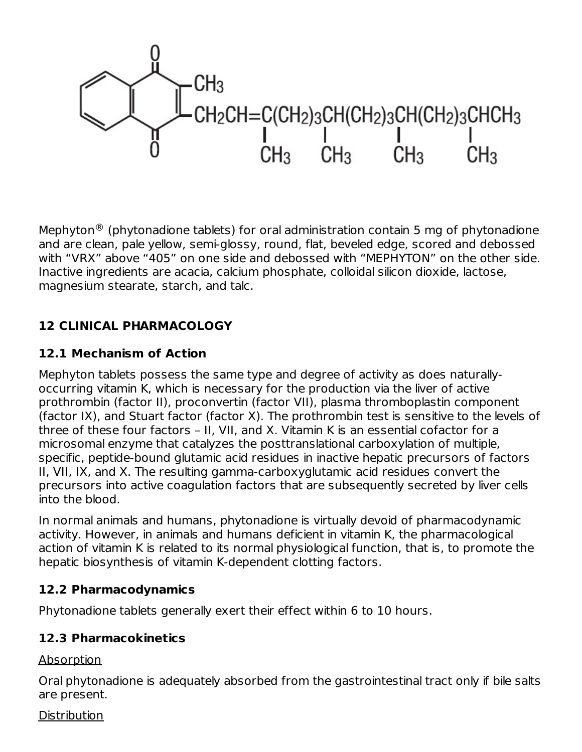Mephyton® (phytonadione tablets) for oral administration contain 5 mg of phytonadione and are clean, pale yellow, semi-glossy, round, flat, beveled edge, scored and debossed with "VRX" above "405" on one side and debossed with "MEPHYTON" on the other side. Inactive ingredients are acacia, calcium phosphate, colloidal silicon dioxide, lactose, magnesium stearate, starch, and talc.

## 12 CLINICAL PHARMACOLOGY

### 12.1 Mechanism of Action

Mephyton tablets possess the same type and degree of activity as does naturally-occurring vitamin K, which is necessary for the production via the liver of active prothrombin (factor II), proconvertin (factor VII), plasma thromboplastin component (factor IX), and Stuart factor (factor X). The prothrombin test is sensitive to the levels of three of these four factors – II, VII, and X. Vitamin K is an essential cofactor for a microsomal enzyme that catalyzes the posttranslational carboxylation of multiple, specific, peptide-bound glutamic acid residues in inactive hepatic precursors of factors II, VII, IX, and X. The resulting gamma-carboxyglutamic acid residues convert the precursors into active coagulation factors that are subsequently secreted by liver cells into the blood.

In normal animals and humans, phytonadione is virtually devoid of pharmacodynamic activity. However, in animals and humans deficient in vitamin K, the pharmacological action of vitamin K is related to its normal physiological function, that is, to promote the hepatic biosynthesis of vitamin K-dependent clotting factors.

### 12.2 Pharmacodynamics

Phytonadione tablets generally exert their effect within 6 to 10 hours.

### 12.3 Pharmacokinetics

Absorption

Oral phytonadione is adequately absorbed from the gastrointestinal tract only if bile salts are present.

Distribution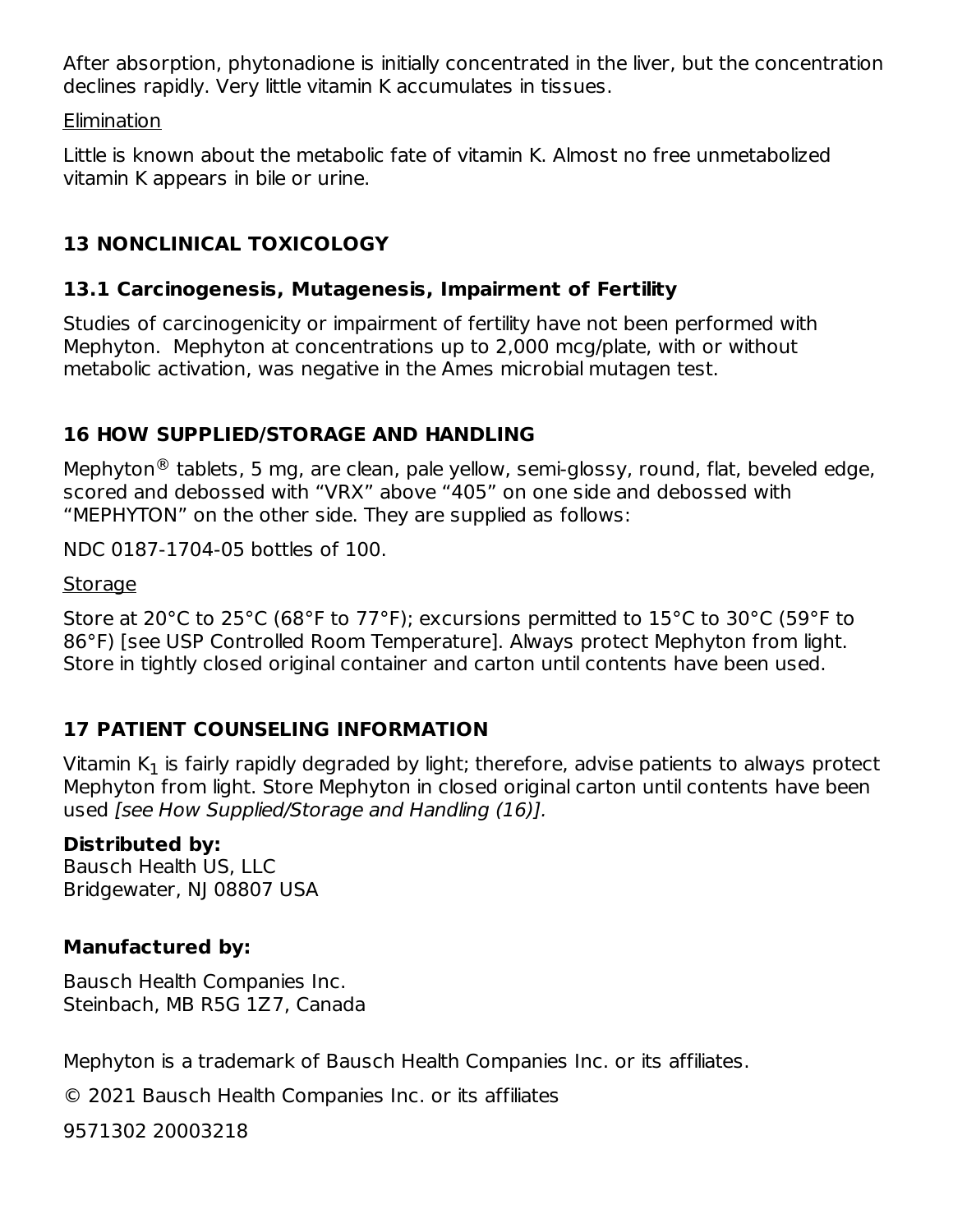After absorption, phytonadione is initially concentrated in the liver, but the concentration declines rapidly. Very little vitamin K accumulates in tissues.

Elimination

Little is known about the metabolic fate of vitamin K. Almost no free unmetabolized vitamin K appears in bile or urine.

## 13 NONCLINICAL TOXICOLOGY

### 13.1 Carcinogenesis, Mutagenesis, Impairment of Fertility

Studies of carcinogenicity or impairment of fertility have not been performed with Mephyton. Mephyton at concentrations up to 2,000 mcg/plate, with or without metabolic activation, was negative in the Ames microbial mutagen test.

## 16 HOW SUPPLIED/STORAGE AND HANDLING

Mephyton® tablets, 5 mg, are clean, pale yellow, semi-glossy, round, flat, beveled edge, scored and debossed with "VRX" above "405" on one side and debossed with "MEPHYTON" on the other side. They are supplied as follows:

NDC 0187-1704-05 bottles of 100.

Storage

Store at 20°C to 25°C (68°F to 77°F); excursions permitted to 15°C to 30°C (59°F to 86°F) [see USP Controlled Room Temperature]. Always protect Mephyton from light. Store in tightly closed original container and carton until contents have been used.

## 17 PATIENT COUNSELING INFORMATION

Vitamin $K_1$ is fairly rapidly degraded by light; therefore, advise patients to always protect Mephyton from light. Store Mephyton in closed original carton until contents have been used *[see How Supplied/Storage and Handling (16)]*.

**Distributed by:**
Bausch Health US, LLC
Bridgewater, NJ 08807 USA

**Manufactured by:**

Bausch Health Companies Inc.
Steinbach, MB R5G 1Z7, Canada

Mephyton is a trademark of Bausch Health Companies Inc. or its affiliates.

© 2021 Bausch Health Companies Inc. or its affiliates

9571302 20003218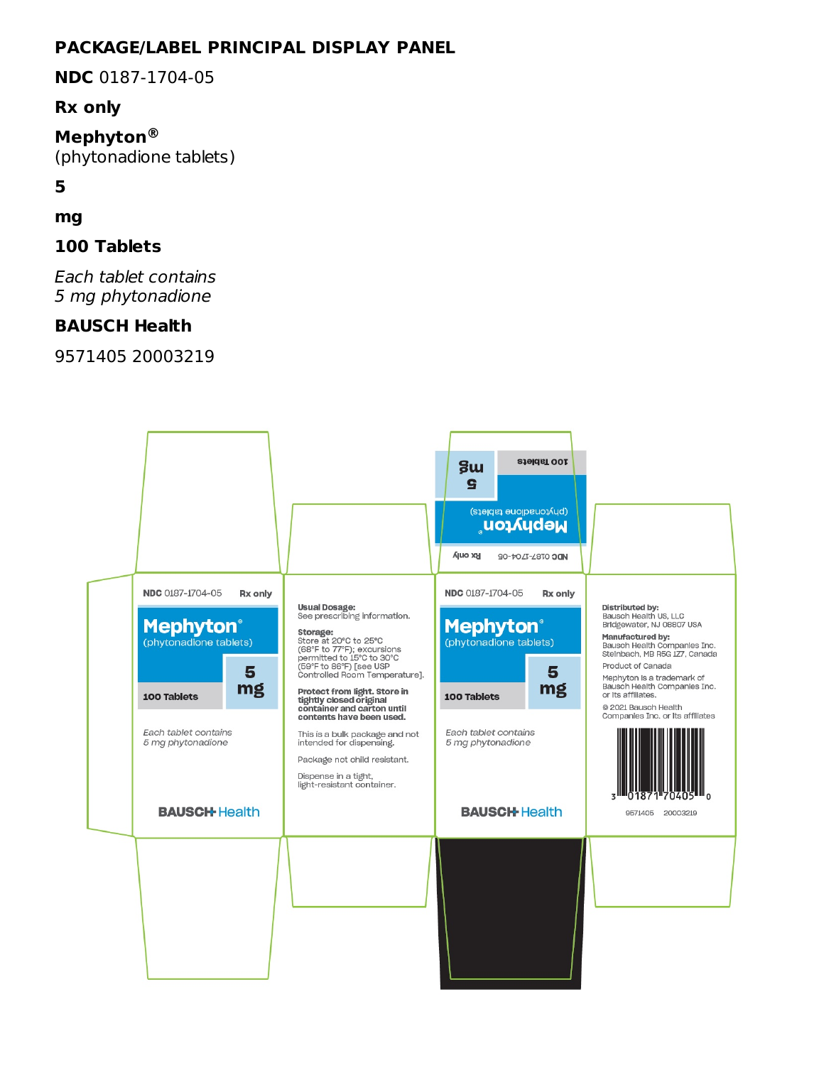## PACKAGE/LABEL PRINCIPAL DISPLAY PANEL

**NDC** 0187-1704-05

**Rx only**

**Mephyton®**
(phytonadione tablets)

**5**

**mg**

**100 Tablets**

*Each tablet contains*
*5 mg phytonadione*

**BAUSCH Health**

9571405 20003219

NDC 0187-1704-05 Rx only

**Mephyton®**
(phytonadione tablets)

5 mg

100 Tablets

*Each tablet contains*
*5 mg phytonadione*

BAUSCH Health

**Usual Dosage:**
See prescribing information.

**Storage:**
Store at 20°C to 25°C (68°F to 77°F); excursions permitted to 15°C to 30°C (59°F to 86°F) [see USP Controlled Room Temperature].

**Protect from light. Store in tightly closed original container and carton until contents have been used.**

This is a bulk package and not intended for dispensing.

Package not child resistant.

Dispense in a tight, light-resistant container.

**Distributed by:**
Bausch Health US, LLC
Bridgewater, NJ 08807 USA

**Manufactured by:**
Bausch Health Companies Inc.
Steinbach, MB R5G 1Z7, Canada

Product of Canada

Mephyton is a trademark of Bausch Health Companies Inc. or its affiliates.

© 2021 Bausch Health Companies Inc. or its affiliates

3 01871 70405 0

9571405 20003219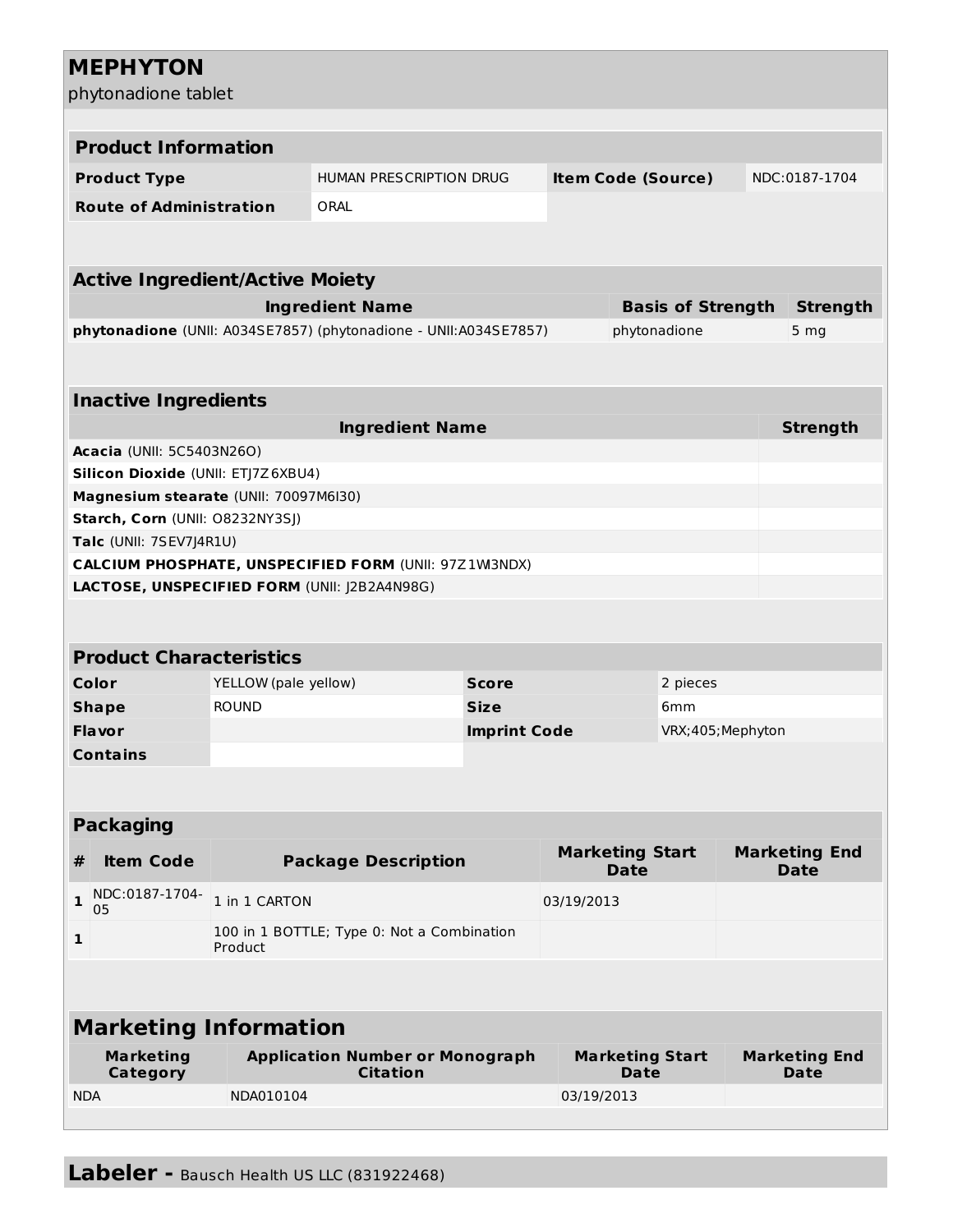# MEPHYTON

phytonadione tablet

## Product Information

| Product Type | HUMAN PRESCRIPTION DRUG | Item Code (Source) | NDC:0187-1704 |
|---|---|---|---|
| Route of Administration | ORAL | | |

## Active Ingredient/Active Moiety

| Ingredient Name | Basis of Strength | Strength |
|---|---|---|
| **phytonadione** (UNII: A034SE7857) (phytonadione - UNII:A034SE7857) | phytonadione | 5 mg |

## Inactive Ingredients

| Ingredient Name | Strength |
|---|---|
| **Acacia** (UNII: 5C5403N26O) | |
| **Silicon Dioxide** (UNII: ETJ7Z6XBU4) | |
| **Magnesium stearate** (UNII: 70097M6I30) | |
| **Starch, Corn** (UNII: O8232NY3SJ) | |
| **Talc** (UNII: 7SEV7J4R1U) | |
| **CALCIUM PHOSPHATE, UNSPECIFIED FORM** (UNII: 97Z1WI3NDX) | |
| **LACTOSE, UNSPECIFIED FORM** (UNII: J2B2A4N98G) | |

## Product Characteristics

| Color | YELLOW (pale yellow) | Score | 2 pieces |
|---|---|---|---|
| Shape | ROUND | Size | 6mm |
| Flavor | | Imprint Code | VRX;405;Mephyton |
| Contains | | | |

## Packaging

| # | Item Code | Package Description | Marketing Start Date | Marketing End Date |
|---|---|---|---|---|
| 1 | NDC:0187-1704-05 | 1 in 1 CARTON | 03/19/2013 | |
| 1 | | 100 in 1 BOTTLE; Type 0: Not a Combination Product | | |

## Marketing Information

| Marketing Category | Application Number or Monograph Citation | Marketing Start Date | Marketing End Date |
|---|---|---|---|
| NDA | NDA010104 | 03/19/2013 | |

**Labeler -** Bausch Health US LLC (831922468)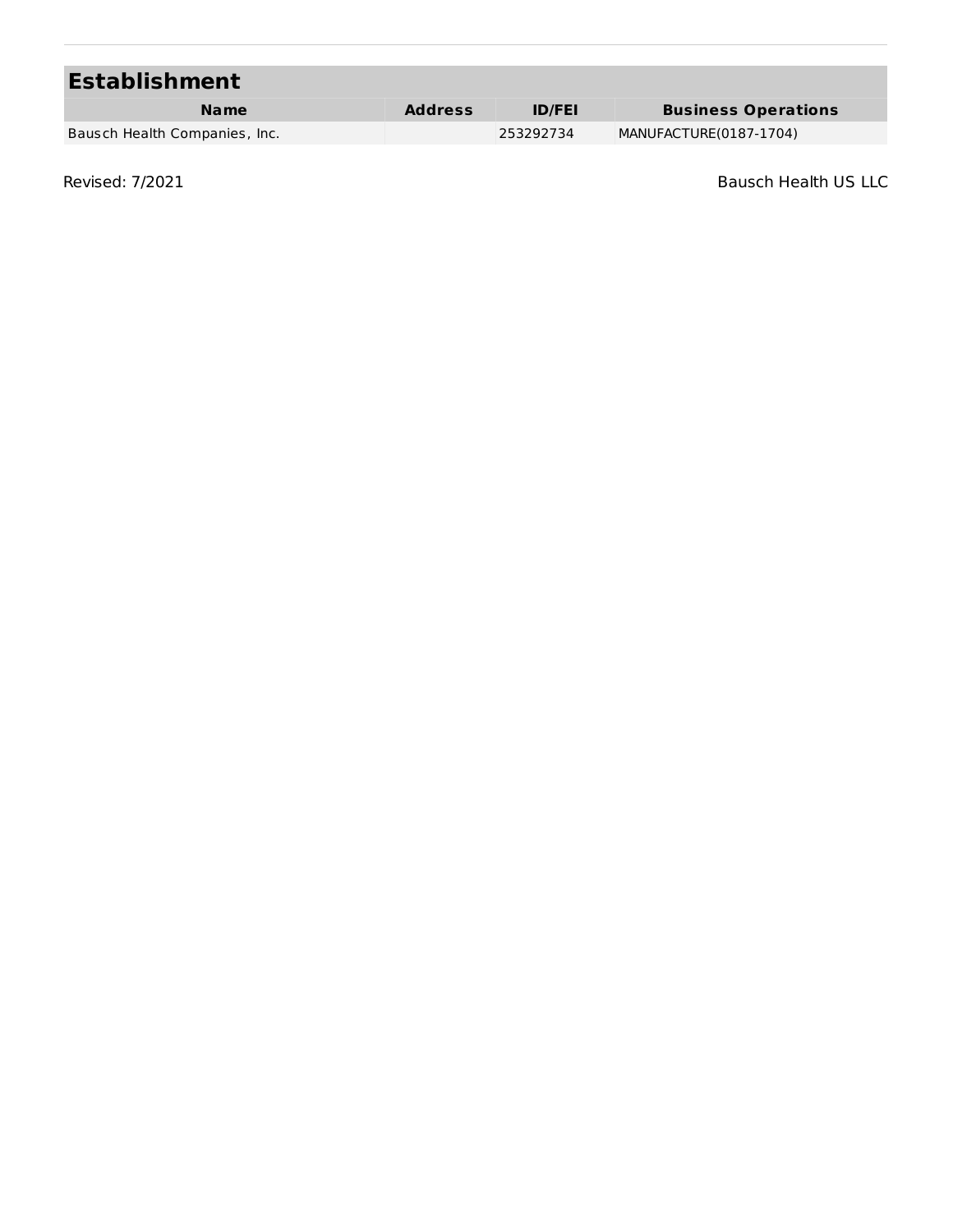## Establishment

| Name | Address | ID/FEI | Business Operations |
|---|---|---|---|
| Bausch Health Companies, Inc. | | 253292734 | MANUFACTURE(0187-1704) |

Revised: 7/2021

Bausch Health US LLC